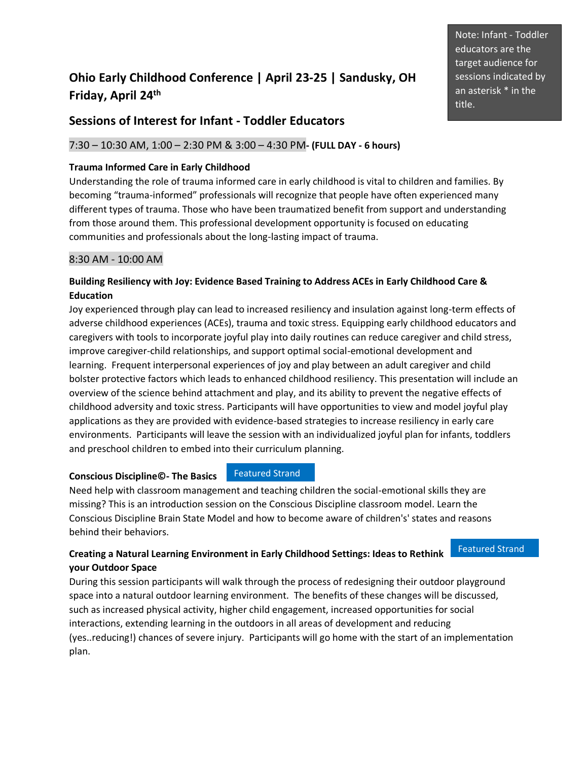# Ohio Early Childhood Conference | April 23-25 | Sandusky, OH
# Friday, April 24th

Note: Infant - Toddler educators are the target audience for sessions indicated by an asterisk * in the title.

## Sessions of Interest for Infant - Toddler Educators

### 7:30 – 10:30 AM, 1:00 – 2:30 PM & 3:00 – 4:30 PM- **(FULL DAY - 6 hours)**

**Trauma Informed Care in Early Childhood**

Understanding the role of trauma informed care in early childhood is vital to children and families. By becoming "trauma-informed" professionals will recognize that people have often experienced many different types of trauma. Those who have been traumatized benefit from support and understanding from those around them. This professional development opportunity is focused on educating communities and professionals about the long-lasting impact of trauma.

### 8:30 AM - 10:00 AM

**Building Resiliency with Joy: Evidence Based Training to Address ACEs in Early Childhood Care & Education**

Joy experienced through play can lead to increased resiliency and insulation against long-term effects of adverse childhood experiences (ACEs), trauma and toxic stress. Equipping early childhood educators and caregivers with tools to incorporate joyful play into daily routines can reduce caregiver and child stress, improve caregiver-child relationships, and support optimal social-emotional development and learning. Frequent interpersonal experiences of joy and play between an adult caregiver and child bolster protective factors which leads to enhanced childhood resiliency. This presentation will include an overview of the science behind attachment and play, and its ability to prevent the negative effects of childhood adversity and toxic stress. Participants will have opportunities to view and model joyful play applications as they are provided with evidence-based strategies to increase resiliency in early care environments. Participants will leave the session with an individualized joyful plan for infants, toddlers and preschool children to embed into their curriculum planning.

**Conscious Discipline©- The Basics** Featured Strand

Need help with classroom management and teaching children the social-emotional skills they are missing? This is an introduction session on the Conscious Discipline classroom model. Learn the Conscious Discipline Brain State Model and how to become aware of children's' states and reasons behind their behaviors.

**Creating a Natural Learning Environment in Early Childhood Settings: Ideas to Rethink your Outdoor Space** Featured Strand

During this session participants will walk through the process of redesigning their outdoor playground space into a natural outdoor learning environment. The benefits of these changes will be discussed, such as increased physical activity, higher child engagement, increased opportunities for social interactions, extending learning in the outdoors in all areas of development and reducing (yes..reducing!) chances of severe injury. Participants will go home with the start of an implementation plan.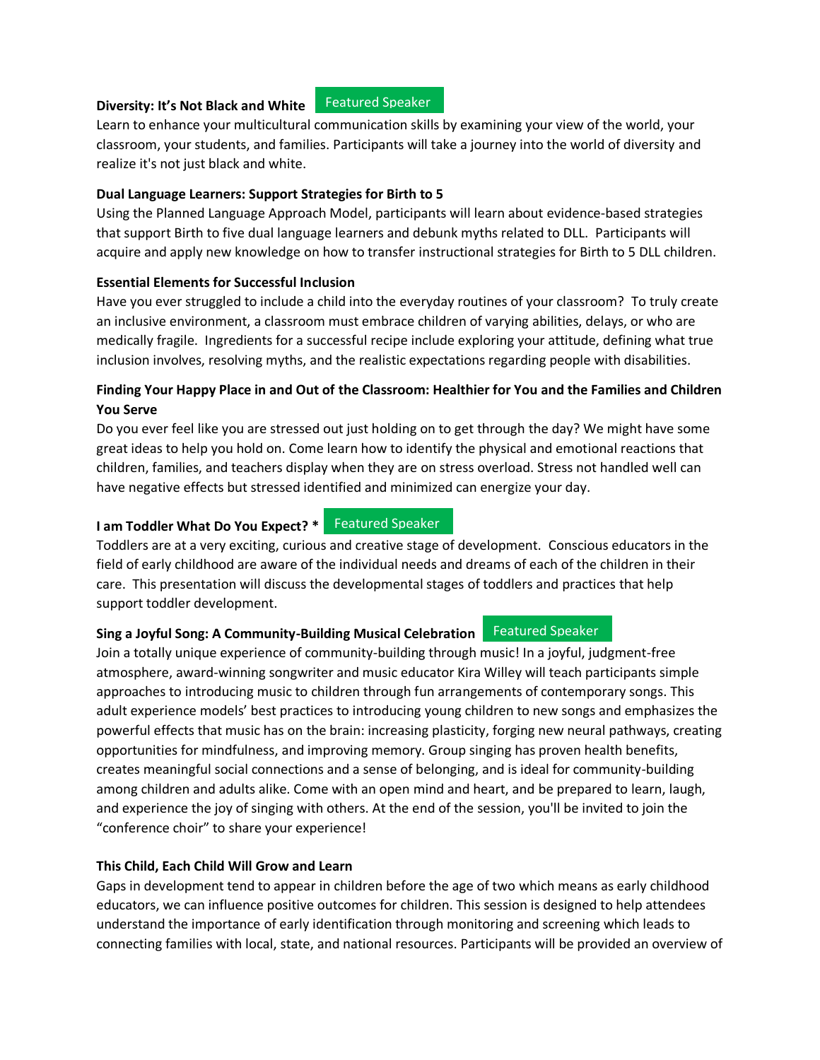**Diversity: It's Not Black and White** Featured Speaker

Learn to enhance your multicultural communication skills by examining your view of the world, your classroom, your students, and families. Participants will take a journey into the world of diversity and realize it's not just black and white.

**Dual Language Learners: Support Strategies for Birth to 5**

Using the Planned Language Approach Model, participants will learn about evidence-based strategies that support Birth to five dual language learners and debunk myths related to DLL. Participants will acquire and apply new knowledge on how to transfer instructional strategies for Birth to 5 DLL children.

**Essential Elements for Successful Inclusion**

Have you ever struggled to include a child into the everyday routines of your classroom? To truly create an inclusive environment, a classroom must embrace children of varying abilities, delays, or who are medically fragile. Ingredients for a successful recipe include exploring your attitude, defining what true inclusion involves, resolving myths, and the realistic expectations regarding people with disabilities.

**Finding Your Happy Place in and Out of the Classroom: Healthier for You and the Families and Children You Serve**

Do you ever feel like you are stressed out just holding on to get through the day? We might have some great ideas to help you hold on. Come learn how to identify the physical and emotional reactions that children, families, and teachers display when they are on stress overload. Stress not handled well can have negative effects but stressed identified and minimized can energize your day.

**I am Toddler What Do You Expect? *** Featured Speaker

Toddlers are at a very exciting, curious and creative stage of development. Conscious educators in the field of early childhood are aware of the individual needs and dreams of each of the children in their care. This presentation will discuss the developmental stages of toddlers and practices that help support toddler development.

**Sing a Joyful Song: A Community-Building Musical Celebration** Featured Speaker

Join a totally unique experience of community-building through music! In a joyful, judgment-free atmosphere, award-winning songwriter and music educator Kira Willey will teach participants simple approaches to introducing music to children through fun arrangements of contemporary songs. This adult experience models' best practices to introducing young children to new songs and emphasizes the powerful effects that music has on the brain: increasing plasticity, forging new neural pathways, creating opportunities for mindfulness, and improving memory. Group singing has proven health benefits, creates meaningful social connections and a sense of belonging, and is ideal for community-building among children and adults alike. Come with an open mind and heart, and be prepared to learn, laugh, and experience the joy of singing with others. At the end of the session, you'll be invited to join the "conference choir" to share your experience!

**This Child, Each Child Will Grow and Learn**

Gaps in development tend to appear in children before the age of two which means as early childhood educators, we can influence positive outcomes for children. This session is designed to help attendees understand the importance of early identification through monitoring and screening which leads to connecting families with local, state, and national resources. Participants will be provided an overview of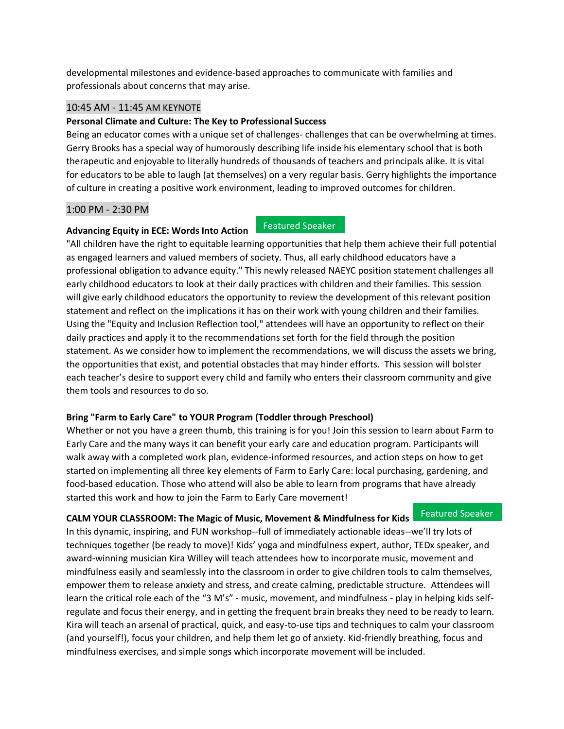developmental milestones and evidence-based approaches to communicate with families and professionals about concerns that may arise.

### 10:45 AM - 11:45 AM KEYNOTE

**Personal Climate and Culture: The Key to Professional Success**

Being an educator comes with a unique set of challenges- challenges that can be overwhelming at times. Gerry Brooks has a special way of humorously describing life inside his elementary school that is both therapeutic and enjoyable to literally hundreds of thousands of teachers and principals alike. It is vital for educators to be able to laugh (at themselves) on a very regular basis. Gerry highlights the importance of culture in creating a positive work environment, leading to improved outcomes for children.

### 1:00 PM - 2:30 PM

**Advancing Equity in ECE: Words Into Action** Featured Speaker

"All children have the right to equitable learning opportunities that help them achieve their full potential as engaged learners and valued members of society. Thus, all early childhood educators have a professional obligation to advance equity." This newly released NAEYC position statement challenges all early childhood educators to look at their daily practices with children and their families. This session will give early childhood educators the opportunity to review the development of this relevant position statement and reflect on the implications it has on their work with young children and their families. Using the "Equity and Inclusion Reflection tool," attendees will have an opportunity to reflect on their daily practices and apply it to the recommendations set forth for the field through the position statement. As we consider how to implement the recommendations, we will discuss the assets we bring, the opportunities that exist, and potential obstacles that may hinder efforts. This session will bolster each teacher's desire to support every child and family who enters their classroom community and give them tools and resources to do so.

**Bring "Farm to Early Care" to YOUR Program (Toddler through Preschool)**

Whether or not you have a green thumb, this training is for you! Join this session to learn about Farm to Early Care and the many ways it can benefit your early care and education program. Participants will walk away with a completed work plan, evidence-informed resources, and action steps on how to get started on implementing all three key elements of Farm to Early Care: local purchasing, gardening, and food-based education. Those who attend will also be able to learn from programs that have already started this work and how to join the Farm to Early Care movement!

**CALM YOUR CLASSROOM: The Magic of Music, Movement & Mindfulness for Kids** Featured Speaker

In this dynamic, inspiring, and FUN workshop--full of immediately actionable ideas--we'll try lots of techniques together (be ready to move)! Kids' yoga and mindfulness expert, author, TEDx speaker, and award-winning musician Kira Willey will teach attendees how to incorporate music, movement and mindfulness easily and seamlessly into the classroom in order to give children tools to calm themselves, empower them to release anxiety and stress, and create calming, predictable structure. Attendees will learn the critical role each of the "3 M's" - music, movement, and mindfulness - play in helping kids self-regulate and focus their energy, and in getting the frequent brain breaks they need to be ready to learn. Kira will teach an arsenal of practical, quick, and easy-to-use tips and techniques to calm your classroom (and yourself!), focus your children, and help them let go of anxiety. Kid-friendly breathing, focus and mindfulness exercises, and simple songs which incorporate movement will be included.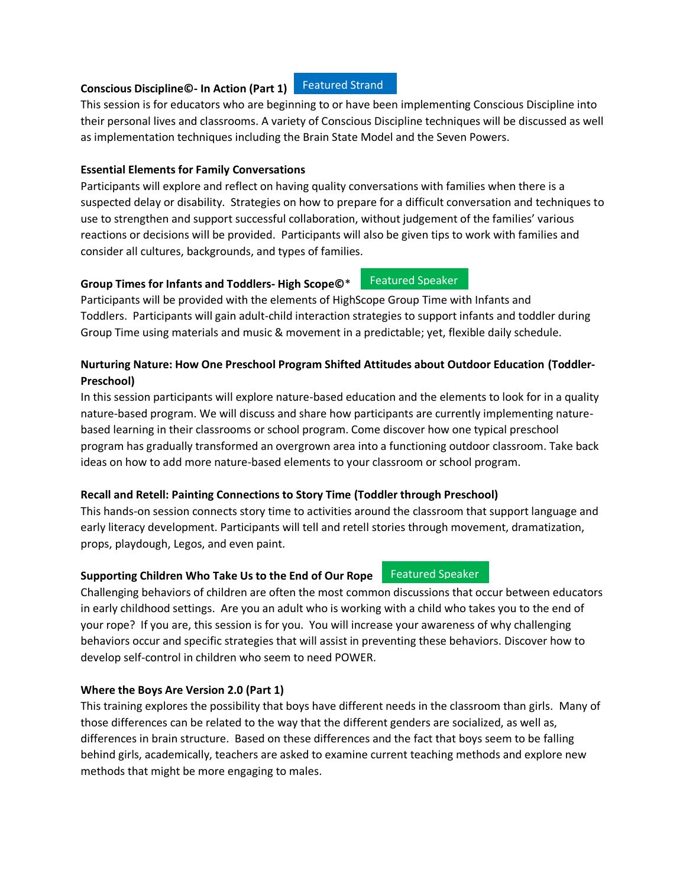**Conscious Discipline©- In Action (Part 1)** Featured Strand

This session is for educators who are beginning to or have been implementing Conscious Discipline into their personal lives and classrooms. A variety of Conscious Discipline techniques will be discussed as well as implementation techniques including the Brain State Model and the Seven Powers.

**Essential Elements for Family Conversations**

Participants will explore and reflect on having quality conversations with families when there is a suspected delay or disability. Strategies on how to prepare for a difficult conversation and techniques to use to strengthen and support successful collaboration, without judgement of the families' various reactions or decisions will be provided. Participants will also be given tips to work with families and consider all cultures, backgrounds, and types of families.

**Group Times for Infants and Toddlers- High Scope©*** Featured Speaker

Participants will be provided with the elements of HighScope Group Time with Infants and Toddlers. Participants will gain adult-child interaction strategies to support infants and toddler during Group Time using materials and music & movement in a predictable; yet, flexible daily schedule.

**Nurturing Nature: How One Preschool Program Shifted Attitudes about Outdoor Education (Toddler-Preschool)**

In this session participants will explore nature-based education and the elements to look for in a quality nature-based program. We will discuss and share how participants are currently implementing nature-based learning in their classrooms or school program. Come discover how one typical preschool program has gradually transformed an overgrown area into a functioning outdoor classroom. Take back ideas on how to add more nature-based elements to your classroom or school program.

**Recall and Retell: Painting Connections to Story Time (Toddler through Preschool)**

This hands-on session connects story time to activities around the classroom that support language and early literacy development. Participants will tell and retell stories through movement, dramatization, props, playdough, Legos, and even paint.

**Supporting Children Who Take Us to the End of Our Rope** Featured Speaker

Challenging behaviors of children are often the most common discussions that occur between educators in early childhood settings. Are you an adult who is working with a child who takes you to the end of your rope? If you are, this session is for you. You will increase your awareness of why challenging behaviors occur and specific strategies that will assist in preventing these behaviors. Discover how to develop self-control in children who seem to need POWER.

**Where the Boys Are Version 2.0 (Part 1)**

This training explores the possibility that boys have different needs in the classroom than girls. Many of those differences can be related to the way that the different genders are socialized, as well as, differences in brain structure. Based on these differences and the fact that boys seem to be falling behind girls, academically, teachers are asked to examine current teaching methods and explore new methods that might be more engaging to males.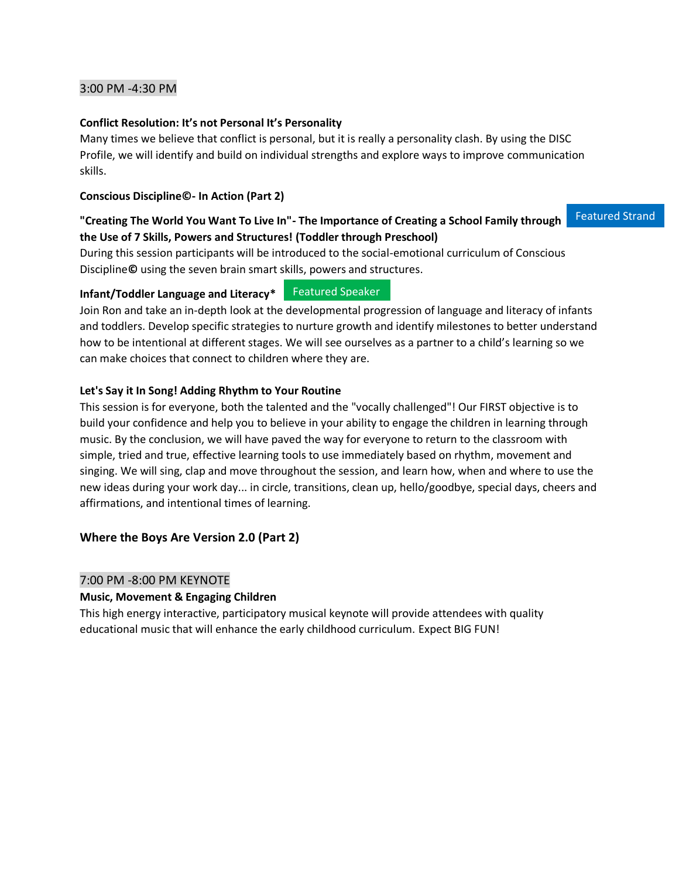3:00 PM -4:30 PM

**Conflict Resolution: It's not Personal It's Personality**
Many times we believe that conflict is personal, but it is really a personality clash. By using the DISC Profile, we will identify and build on individual strengths and explore ways to improve communication skills.

**Conscious Discipline©- In Action (Part 2)**

**"Creating The World You Want To Live In"- The Importance of Creating a School Family through the Use of 7 Skills, Powers and Structures! (Toddler through Preschool)** Featured Strand
During this session participants will be introduced to the social-emotional curriculum of Conscious Discipline**©** using the seven brain smart skills, powers and structures.

**Infant/Toddler Language and Literacy*** Featured Speaker
Join Ron and take an in-depth look at the developmental progression of language and literacy of infants and toddlers. Develop specific strategies to nurture growth and identify milestones to better understand how to be intentional at different stages. We will see ourselves as a partner to a child's learning so we can make choices that connect to children where they are.

**Let's Say it In Song! Adding Rhythm to Your Routine**
This session is for everyone, both the talented and the "vocally challenged"! Our FIRST objective is to build your confidence and help you to believe in your ability to engage the children in learning through music. By the conclusion, we will have paved the way for everyone to return to the classroom with simple, tried and true, effective learning tools to use immediately based on rhythm, movement and singing. We will sing, clap and move throughout the session, and learn how, when and where to use the new ideas during your work day... in circle, transitions, clean up, hello/goodbye, special days, cheers and affirmations, and intentional times of learning.

**Where the Boys Are Version 2.0 (Part 2)**

7:00 PM -8:00 PM KEYNOTE

**Music, Movement & Engaging Children**
This high energy interactive, participatory musical keynote will provide attendees with quality educational music that will enhance the early childhood curriculum. Expect BIG FUN!